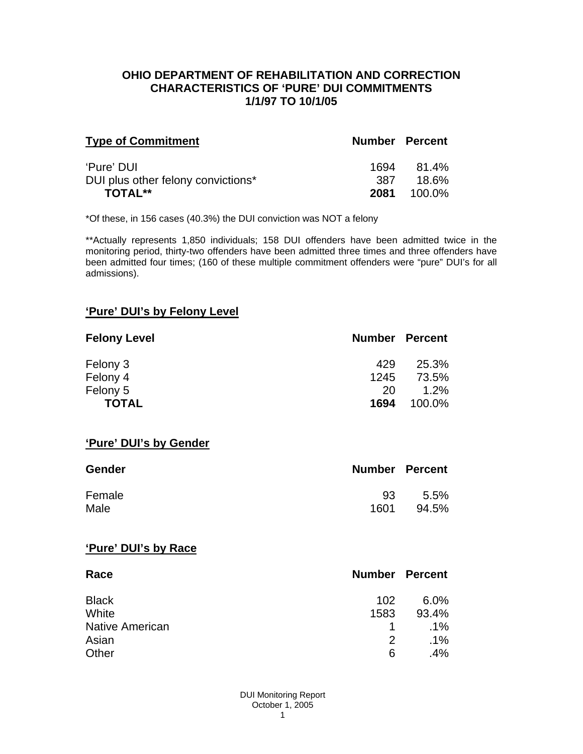# OHIO DEPARTMENT OF REHABILITATION AND CORRECTION
## CHARACTERISTICS OF 'PURE' DUI COMMITMENTS
## 1/1/97 TO 10/1/05

| Type of Commitment | Number | Percent |
|---|---|---|
| 'Pure' DUI | 1694 | 81.4% |
| DUI plus other felony convictions* | 387 | 18.6% |
| **TOTAL**** | **2081** | 100.0% |

*Of these, in 156 cases (40.3%) the DUI conviction was NOT a felony

**Actually represents 1,850 individuals; 158 DUI offenders have been admitted twice in the monitoring period, thirty-two offenders have been admitted three times and three offenders have been admitted four times; (160 of these multiple commitment offenders were "pure" DUI's for all admissions).

### 'Pure' DUI's by Felony Level

| Felony Level | Number | Percent |
|---|---|---|
| Felony 3 | 429 | 25.3% |
| Felony 4 | 1245 | 73.5% |
| Felony 5 | 20 | 1.2% |
| **TOTAL** | **1694** | 100.0% |

### 'Pure' DUI's by Gender

| Gender | Number | Percent |
|---|---|---|
| Female | 93 | 5.5% |
| Male | 1601 | 94.5% |

### 'Pure' DUI's by Race

| Race | Number | Percent |
|---|---|---|
| Black | 102 | 6.0% |
| White | 1583 | 93.4% |
| Native American | 1 | .1% |
| Asian | 2 | .1% |
| Other | 6 | .4% |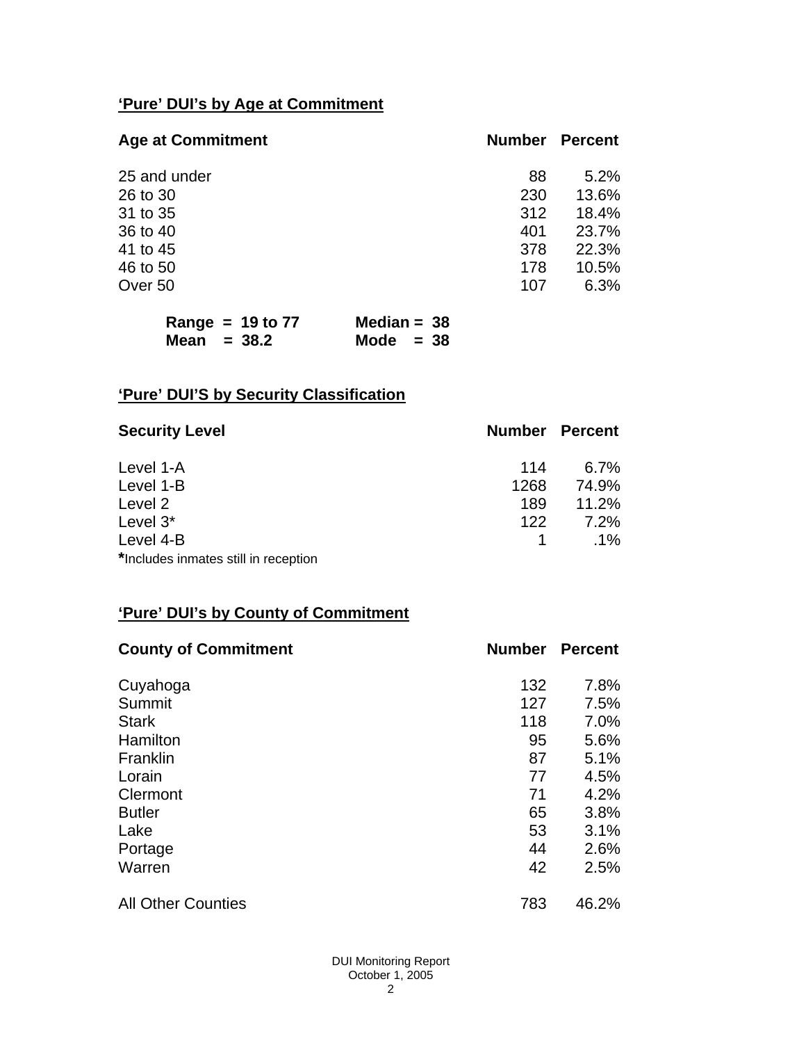## 'Pure' DUI's by Age at Commitment

| Age at Commitment | Number | Percent |
|---|---|---|
| 25 and under | 88 | 5.2% |
| 26 to 30 | 230 | 13.6% |
| 31 to 35 | 312 | 18.4% |
| 36 to 40 | 401 | 23.7% |
| 41 to 45 | 378 | 22.3% |
| 46 to 50 | 178 | 10.5% |
| Over 50 | 107 | 6.3% |

**Range = 19 to 77** **Median = 38**
**Mean = 38.2** **Mode = 38**

## 'Pure' DUI'S by Security Classification

| Security Level | Number | Percent |
|---|---|---|
| Level 1-A | 114 | 6.7% |
| Level 1-B | 1268 | 74.9% |
| Level 2 | 189 | 11.2% |
| Level 3* | 122 | 7.2% |
| Level 4-B | 1 | .1% |

**\***Includes inmates still in reception

## 'Pure' DUI's by County of Commitment

| County of Commitment | Number | Percent |
|---|---|---|
| Cuyahoga | 132 | 7.8% |
| Summit | 127 | 7.5% |
| Stark | 118 | 7.0% |
| Hamilton | 95 | 5.6% |
| Franklin | 87 | 5.1% |
| Lorain | 77 | 4.5% |
| Clermont | 71 | 4.2% |
| Butler | 65 | 3.8% |
| Lake | 53 | 3.1% |
| Portage | 44 | 2.6% |
| Warren | 42 | 2.5% |
| All Other Counties | 783 | 46.2% |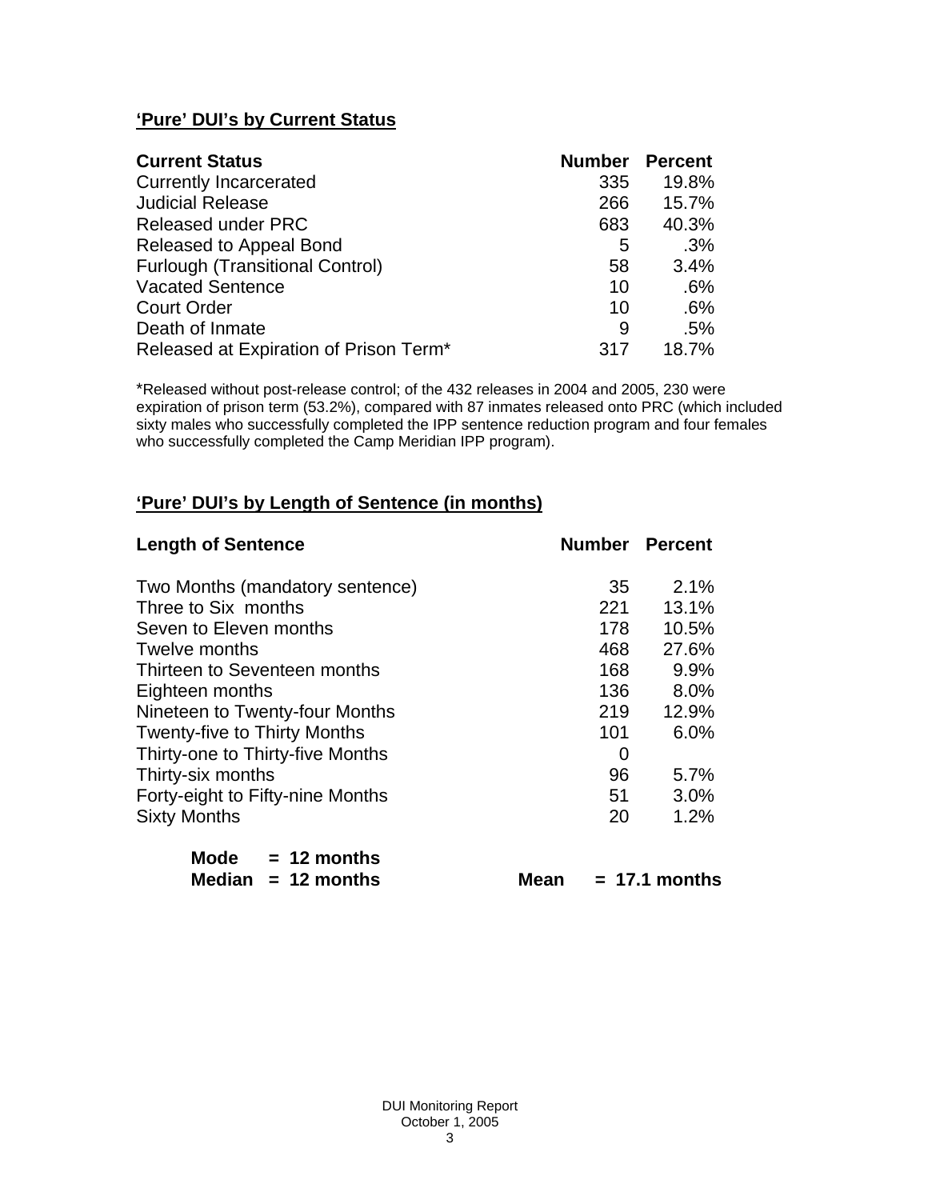## 'Pure' DUI's by Current Status

| Current Status | Number | Percent |
|---|---|---|
| Currently Incarcerated | 335 | 19.8% |
| Judicial Release | 266 | 15.7% |
| Released under PRC | 683 | 40.3% |
| Released to Appeal Bond | 5 | .3% |
| Furlough (Transitional Control) | 58 | 3.4% |
| Vacated Sentence | 10 | .6% |
| Court Order | 10 | .6% |
| Death of Inmate | 9 | .5% |
| Released at Expiration of Prison Term* | 317 | 18.7% |

*Released without post-release control; of the 432 releases in 2004 and 2005, 230 were expiration of prison term (53.2%), compared with 87 inmates released onto PRC (which included sixty males who successfully completed the IPP sentence reduction program and four females who successfully completed the Camp Meridian IPP program).

## 'Pure' DUI's by Length of Sentence (in months)

| Length of Sentence | Number | Percent |
|---|---|---|
| Two Months (mandatory sentence) | 35 | 2.1% |
| Three to Six months | 221 | 13.1% |
| Seven to Eleven months | 178 | 10.5% |
| Twelve months | 468 | 27.6% |
| Thirteen to Seventeen months | 168 | 9.9% |
| Eighteen months | 136 | 8.0% |
| Nineteen to Twenty-four Months | 219 | 12.9% |
| Twenty-five to Thirty Months | 101 | 6.0% |
| Thirty-one to Thirty-five Months | 0 | |
| Thirty-six months | 96 | 5.7% |
| Forty-eight to Fifty-nine Months | 51 | 3.0% |
| Sixty Months | 20 | 1.2% |

**Mode = 12 months**
**Median = 12 months** **Mean = 17.1 months**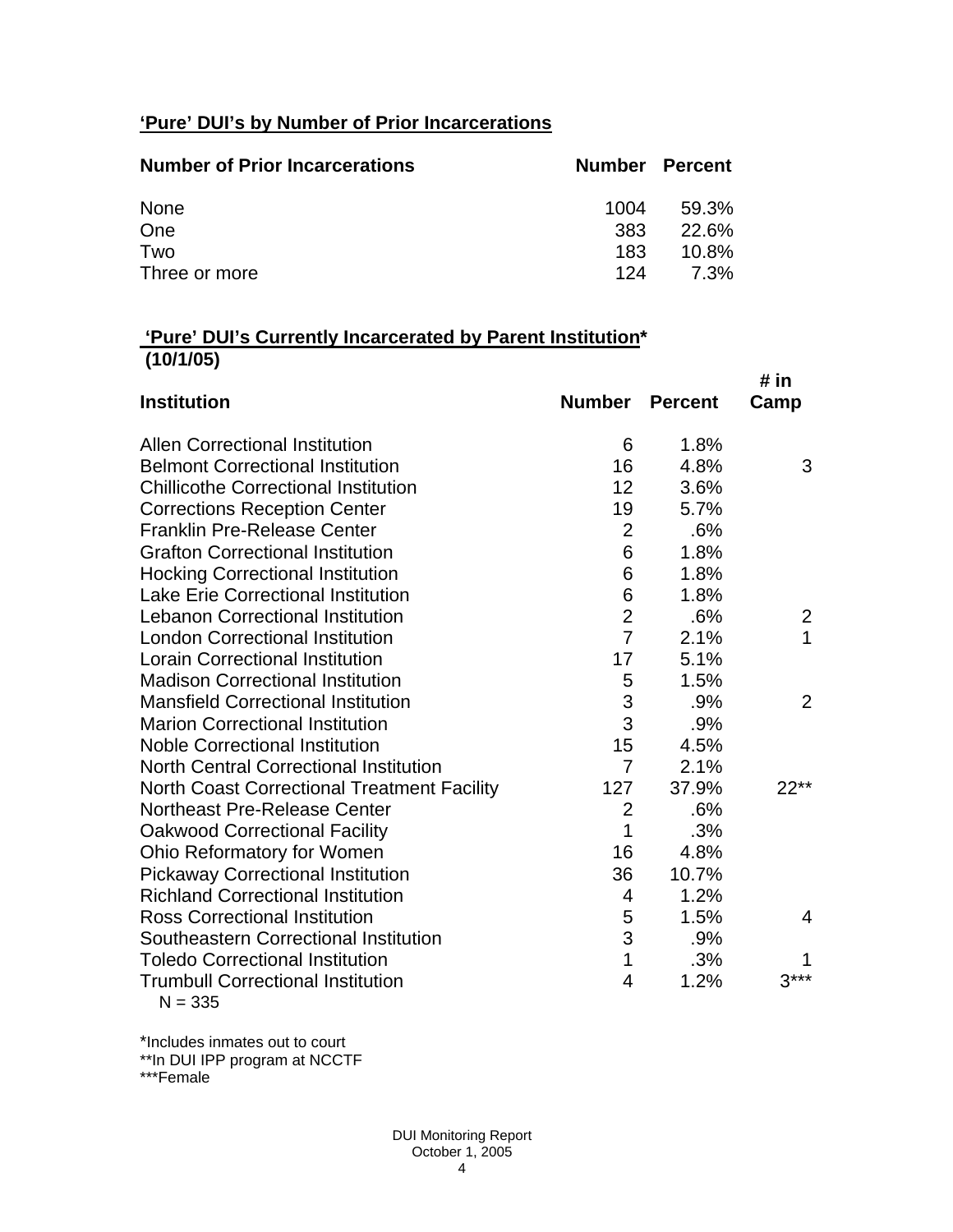**'Pure' DUI's by Number of Prior Incarcerations**

| Number of Prior Incarcerations | Number | Percent |
|---|---|---|
| None | 1004 | 59.3% |
| One | 383 | 22.6% |
| Two | 183 | 10.8% |
| Three or more | 124 | 7.3% |

**'Pure' DUI's Currently Incarcerated by Parent Institution***
**(10/1/05)**

| Institution | Number | Percent | # in Camp |
|---|---|---|---|
| Allen Correctional Institution | 6 | 1.8% | |
| Belmont Correctional Institution | 16 | 4.8% | 3 |
| Chillicothe Correctional Institution | 12 | 3.6% | |
| Corrections Reception Center | 19 | 5.7% | |
| Franklin Pre-Release Center | 2 | .6% | |
| Grafton Correctional Institution | 6 | 1.8% | |
| Hocking Correctional Institution | 6 | 1.8% | |
| Lake Erie Correctional Institution | 6 | 1.8% | |
| Lebanon Correctional Institution | 2 | .6% | 2 |
| London Correctional Institution | 7 | 2.1% | 1 |
| Lorain Correctional Institution | 17 | 5.1% | |
| Madison Correctional Institution | 5 | 1.5% | |
| Mansfield Correctional Institution | 3 | .9% | 2 |
| Marion Correctional Institution | 3 | .9% | |
| Noble Correctional Institution | 15 | 4.5% | |
| North Central Correctional Institution | 7 | 2.1% | |
| North Coast Correctional Treatment Facility | 127 | 37.9% | 22** |
| Northeast Pre-Release Center | 2 | .6% | |
| Oakwood Correctional Facility | 1 | .3% | |
| Ohio Reformatory for Women | 16 | 4.8% | |
| Pickaway Correctional Institution | 36 | 10.7% | |
| Richland Correctional Institution | 4 | 1.2% | |
| Ross Correctional Institution | 5 | 1.5% | 4 |
| Southeastern Correctional Institution | 3 | .9% | |
| Toledo Correctional Institution | 1 | .3% | 1 |
| Trumbull Correctional Institution | 4 | 1.2% | 3*** |

N = 335

*Includes inmates out to court
**In DUI IPP program at NCCTF
***Female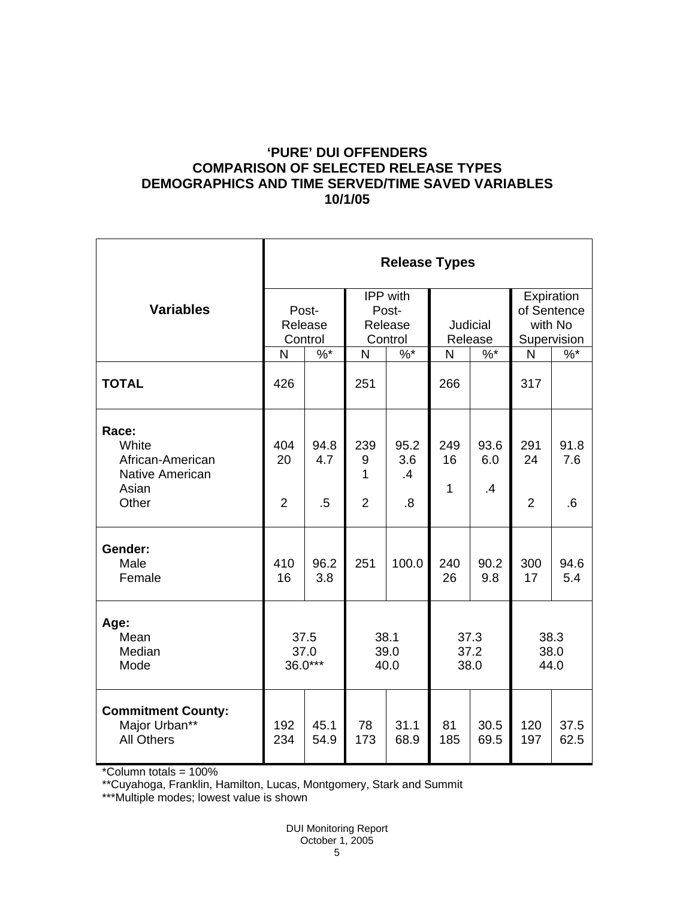**'PURE' DUI OFFENDERS**
**COMPARISON OF SELECTED RELEASE TYPES**
**DEMOGRAPHICS AND TIME SERVED/TIME SAVED VARIABLES**
**10/1/05**

| Variables | Release Types | | | | | | | |
|---|---|---|---|---|---|---|---|---|
| | Post-Release Control | | IPP with Post-Release Control | | Judicial Release | | Expiration of Sentence with No Supervision | |
| | N | %* | N | %* | N | %* | N | %* |
| **TOTAL** | 426 | | 251 | | 266 | | 317 | |
| **Race:** | | | | | | | | |
| White | 404 | 94.8 | 239 | 95.2 | 249 | 93.6 | 291 | 91.8 |
| African-American | 20 | 4.7 | 9 | 3.6 | 16 | 6.0 | 24 | 7.6 |
| Native American | | | 1 | .4 | | | | |
| Asian | | | | | 1 | .4 | | |
| Other | 2 | .5 | 2 | .8 | | | 2 | .6 |
| **Gender:** | | | | | | | | |
| Male | 410 | 96.2 | 251 | 100.0 | 240 | 90.2 | 300 | 94.6 |
| Female | 16 | 3.8 | | | 26 | 9.8 | 17 | 5.4 |
| **Age:** | | | | | | | | |
| Mean | 37.5 | | 38.1 | | 37.3 | | 38.3 | |
| Median | 37.0 | | 39.0 | | 37.2 | | 38.0 | |
| Mode | 36.0*** | | 40.0 | | 38.0 | | 44.0 | |
| **Commitment County:** | | | | | | | | |
| Major Urban** | 192 | 45.1 | 78 | 31.1 | 81 | 30.5 | 120 | 37.5 |
| All Others | 234 | 54.9 | 173 | 68.9 | 185 | 69.5 | 197 | 62.5 |

*Column totals = 100%

**Cuyahoga, Franklin, Hamilton, Lucas, Montgomery, Stark and Summit

***Multiple modes; lowest value is shown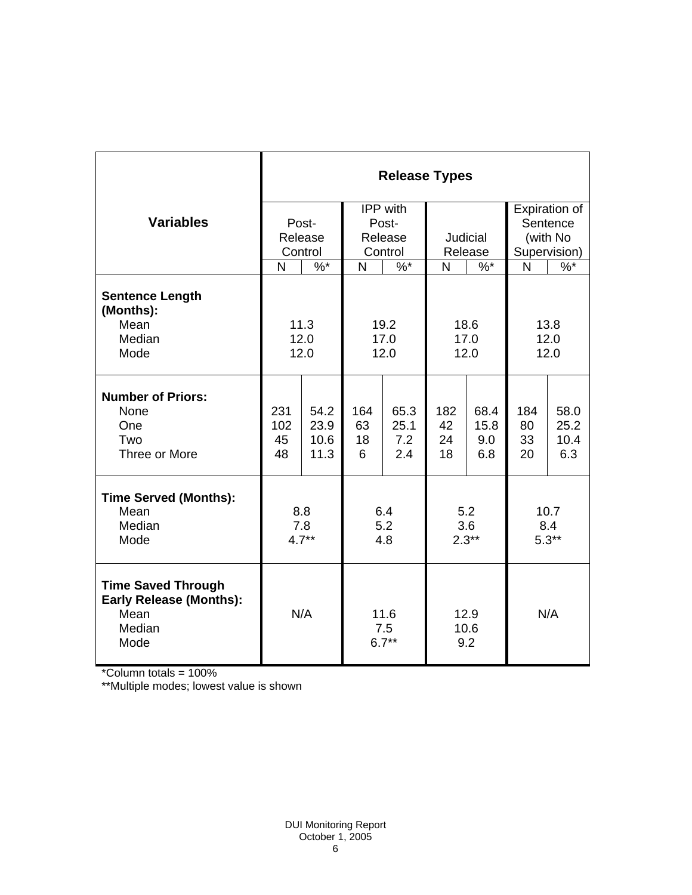| Variables | Release Types | | | | | | | |
|---|---|---|---|---|---|---|---|---|
| | Post-Release Control | | IPP with Post-Release Control | | Judicial Release | | Expiration of Sentence (with No Supervision) | |
| | N | %* | N | %* | N | %* | N | %* |
| **Sentence Length (Months):** | | | | | | | | |
| Mean | 11.3 | | 19.2 | | 18.6 | | 13.8 | |
| Median | 12.0 | | 17.0 | | 17.0 | | 12.0 | |
| Mode | 12.0 | | 12.0 | | 12.0 | | 12.0 | |
| **Number of Priors:** | | | | | | | | |
| None | 231 | 54.2 | 164 | 65.3 | 182 | 68.4 | 184 | 58.0 |
| One | 102 | 23.9 | 63 | 25.1 | 42 | 15.8 | 80 | 25.2 |
| Two | 45 | 10.6 | 18 | 7.2 | 24 | 9.0 | 33 | 10.4 |
| Three or More | 48 | 11.3 | 6 | 2.4 | 18 | 6.8 | 20 | 6.3 |
| **Time Served (Months):** | | | | | | | | |
| Mean | 8.8 | | 6.4 | | 5.2 | | 10.7 | |
| Median | 7.8 | | 5.2 | | 3.6 | | 8.4 | |
| Mode | 4.7** | | 4.8 | | 2.3** | | 5.3** | |
| **Time Saved Through Early Release (Months):** | | | | | | | | |
| Mean | N/A | | 11.6 | | 12.9 | | N/A | |
| Median | | | 7.5 | | 10.6 | | | |
| Mode | | | 6.7** | | 9.2 | | | |

*Column totals = 100%

**Multiple modes; lowest value is shown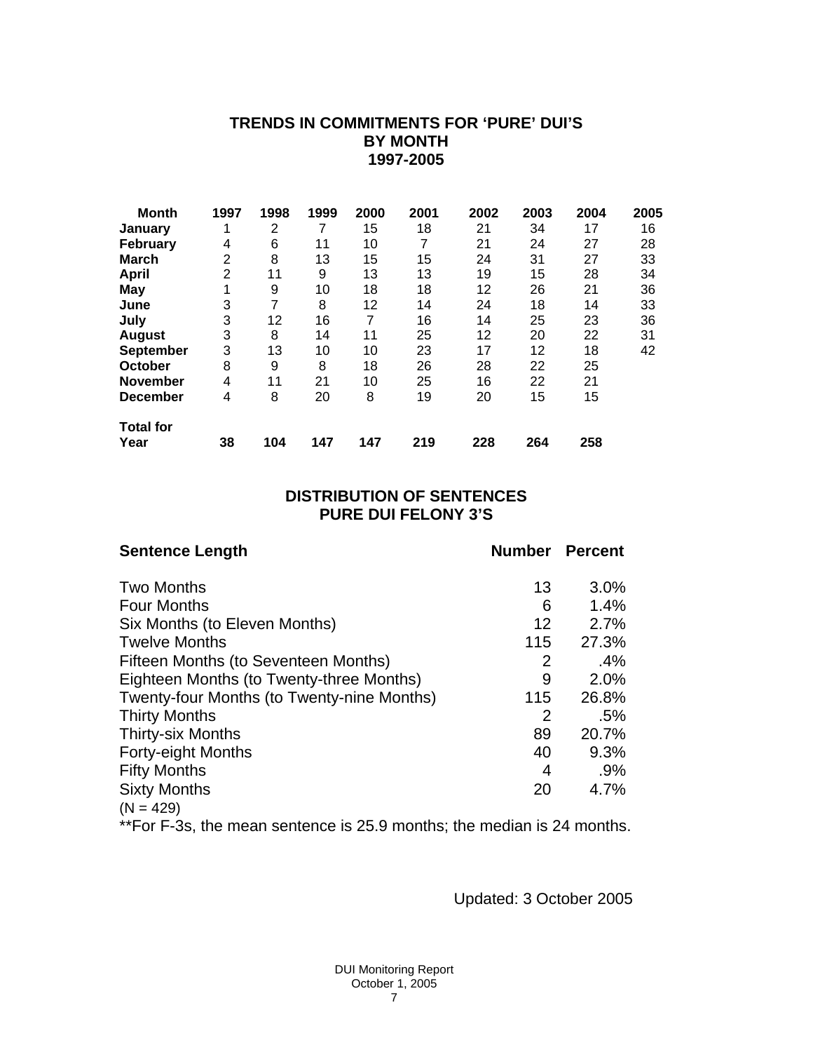## TRENDS IN COMMITMENTS FOR 'PURE' DUI'S BY MONTH 1997-2005

| Month | 1997 | 1998 | 1999 | 2000 | 2001 | 2002 | 2003 | 2004 | 2005 |
|---|---|---|---|---|---|---|---|---|---|
| January | 1 | 2 | 7 | 15 | 18 | 21 | 34 | 17 | 16 |
| February | 4 | 6 | 11 | 10 | 7 | 21 | 24 | 27 | 28 |
| March | 2 | 8 | 13 | 15 | 15 | 24 | 31 | 27 | 33 |
| April | 2 | 11 | 9 | 13 | 13 | 19 | 15 | 28 | 34 |
| May | 1 | 9 | 10 | 18 | 18 | 12 | 26 | 21 | 36 |
| June | 3 | 7 | 8 | 12 | 14 | 24 | 18 | 14 | 33 |
| July | 3 | 12 | 16 | 7 | 16 | 14 | 25 | 23 | 36 |
| August | 3 | 8 | 14 | 11 | 25 | 12 | 20 | 22 | 31 |
| September | 3 | 13 | 10 | 10 | 23 | 17 | 12 | 18 | 42 |
| October | 8 | 9 | 8 | 18 | 26 | 28 | 22 | 25 | |
| November | 4 | 11 | 21 | 10 | 25 | 16 | 22 | 21 | |
| December | 4 | 8 | 20 | 8 | 19 | 20 | 15 | 15 | |
| **Total for Year** | **38** | **104** | **147** | **147** | **219** | **228** | **264** | **258** | |

## DISTRIBUTION OF SENTENCES PURE DUI FELONY 3'S

| Sentence Length | Number | Percent |
|---|---|---|
| Two Months | 13 | 3.0% |
| Four Months | 6 | 1.4% |
| Six Months (to Eleven Months) | 12 | 2.7% |
| Twelve Months | 115 | 27.3% |
| Fifteen Months (to Seventeen Months) | 2 | .4% |
| Eighteen Months (to Twenty-three Months) | 9 | 2.0% |
| Twenty-four Months (to Twenty-nine Months) | 115 | 26.8% |
| Thirty Months | 2 | .5% |
| Thirty-six Months | 89 | 20.7% |
| Forty-eight Months | 40 | 9.3% |
| Fifty Months | 4 | .9% |
| Sixty Months | 20 | 4.7% |

(N = 429)

**For F-3s, the mean sentence is 25.9 months; the median is 24 months.

Updated: 3 October 2005